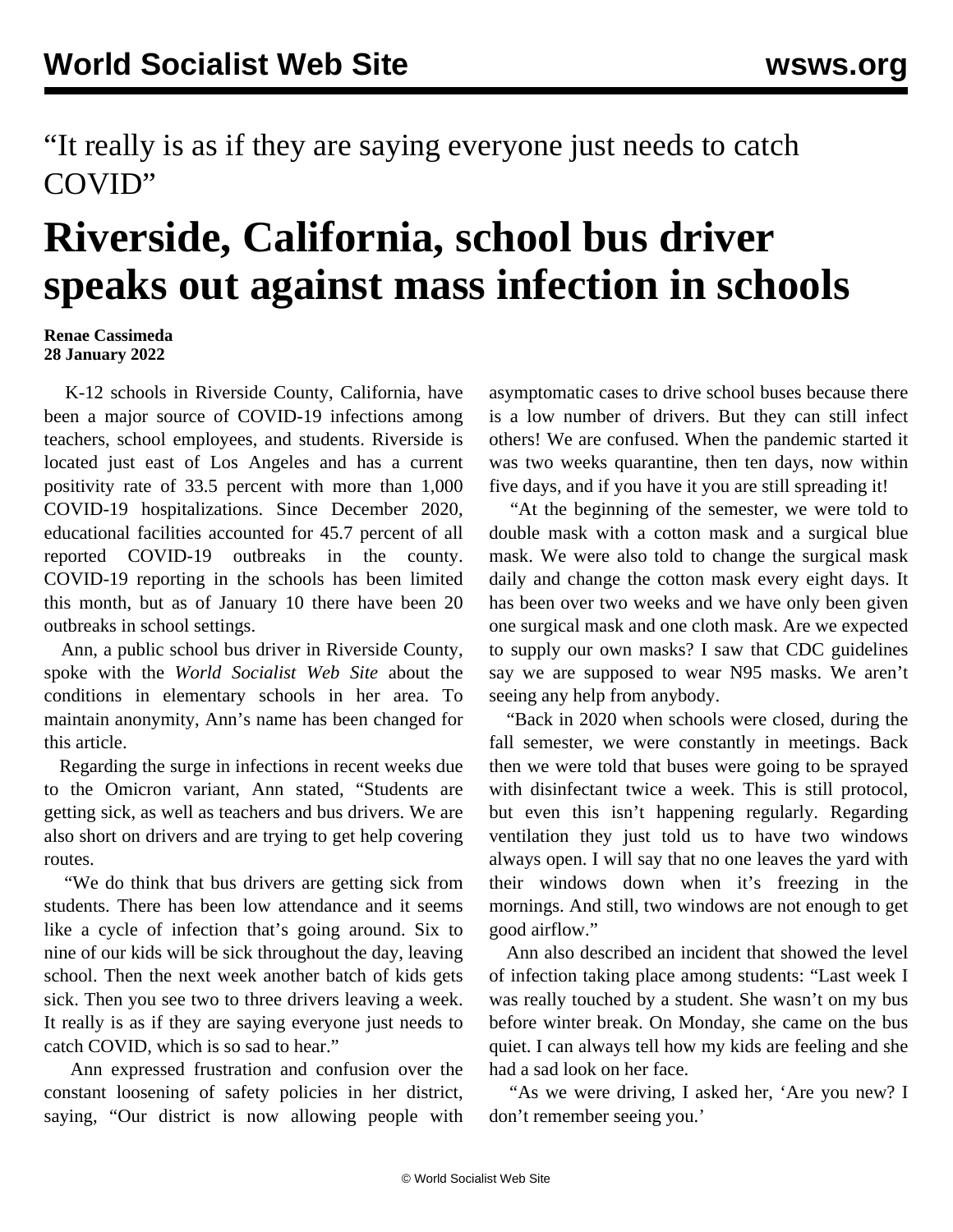“It really is as if they are saying everyone just needs to catch COVID”

# Riverside, California, school bus driver speaks out against mass infection in schools

**Renae Cassimeda**
**28 January 2022**

K-12 schools in Riverside County, California, have been a major source of COVID-19 infections among teachers, school employees, and students. Riverside is located just east of Los Angeles and has a current positivity rate of 33.5 percent with more than 1,000 COVID-19 hospitalizations. Since December 2020, educational facilities accounted for 45.7 percent of all reported COVID-19 outbreaks in the county. COVID-19 reporting in the schools has been limited this month, but as of January 10 there have been 20 outbreaks in school settings.

Ann, a public school bus driver in Riverside County, spoke with the *World Socialist Web Site* about the conditions in elementary schools in her area. To maintain anonymity, Ann's name has been changed for this article.

Regarding the surge in infections in recent weeks due to the Omicron variant, Ann stated, “Students are getting sick, as well as teachers and bus drivers. We are also short on drivers and are trying to get help covering routes.

“We do think that bus drivers are getting sick from students. There has been low attendance and it seems like a cycle of infection that's going around. Six to nine of our kids will be sick throughout the day, leaving school. Then the next week another batch of kids gets sick. Then you see two to three drivers leaving a week. It really is as if they are saying everyone just needs to catch COVID, which is so sad to hear.”

Ann expressed frustration and confusion over the constant loosening of safety policies in her district, saying, “Our district is now allowing people with asymptomatic cases to drive school buses because there is a low number of drivers. But they can still infect others! We are confused. When the pandemic started it was two weeks quarantine, then ten days, now within five days, and if you have it you are still spreading it!

“At the beginning of the semester, we were told to double mask with a cotton mask and a surgical blue mask. We were also told to change the surgical mask daily and change the cotton mask every eight days. It has been over two weeks and we have only been given one surgical mask and one cloth mask. Are we expected to supply our own masks? I saw that CDC guidelines say we are supposed to wear N95 masks. We aren't seeing any help from anybody.

“Back in 2020 when schools were closed, during the fall semester, we were constantly in meetings. Back then we were told that buses were going to be sprayed with disinfectant twice a week. This is still protocol, but even this isn't happening regularly. Regarding ventilation they just told us to have two windows always open. I will say that no one leaves the yard with their windows down when it's freezing in the mornings. And still, two windows are not enough to get good airflow.”

Ann also described an incident that showed the level of infection taking place among students: “Last week I was really touched by a student. She wasn't on my bus before winter break. On Monday, she came on the bus quiet. I can always tell how my kids are feeling and she had a sad look on her face.

“As we were driving, I asked her, ‘Are you new? I don't remember seeing you.’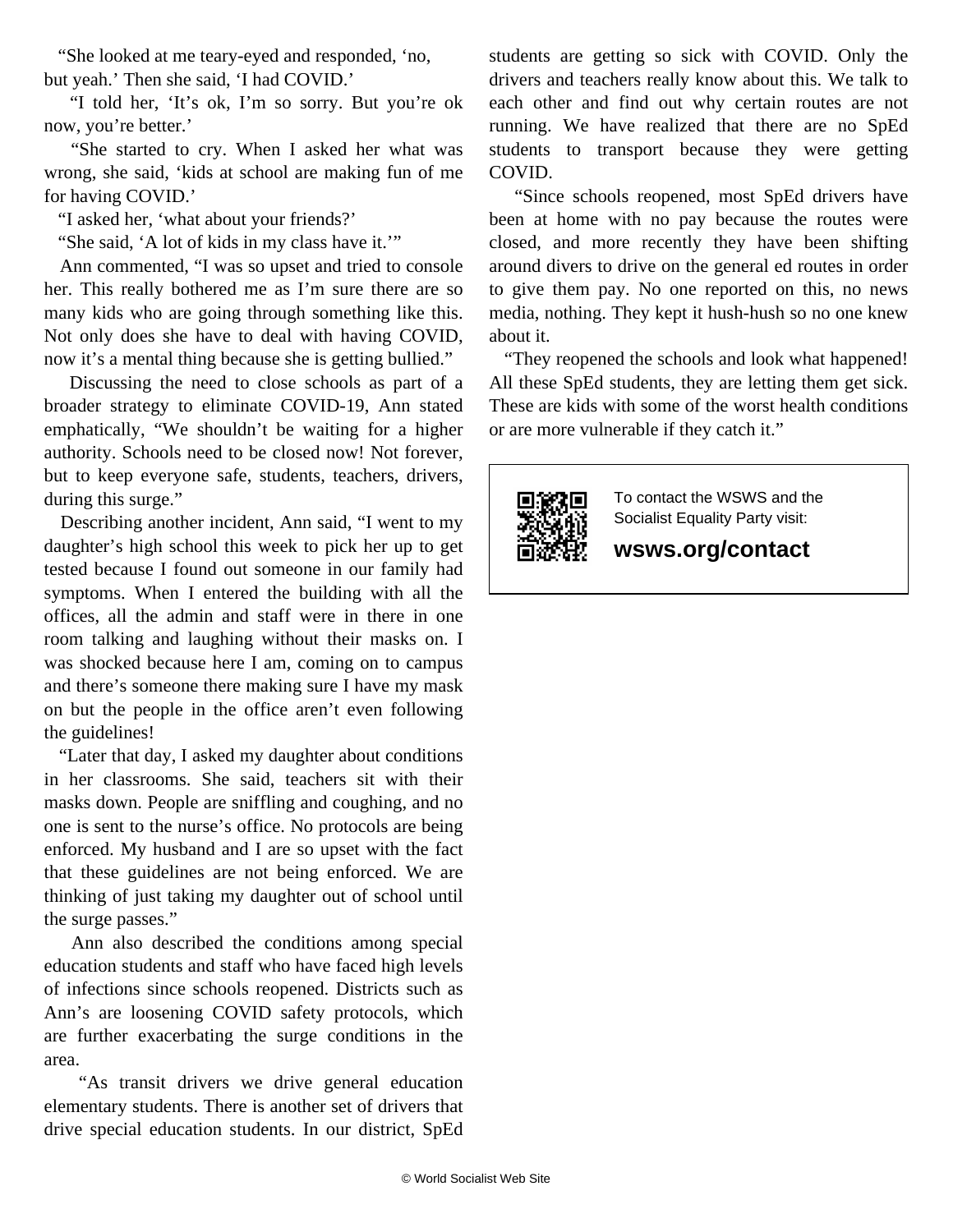"She looked at me teary-eyed and responded, 'no, but yeah.' Then she said, 'I had COVID.'

"I told her, 'It's ok, I'm so sorry. But you're ok now, you're better.'

"She started to cry. When I asked her what was wrong, she said, 'kids at school are making fun of me for having COVID.'

"I asked her, 'what about your friends?'

"She said, 'A lot of kids in my class have it.'"

Ann commented, "I was so upset and tried to console her. This really bothered me as I'm sure there are so many kids who are going through something like this. Not only does she have to deal with having COVID, now it's a mental thing because she is getting bullied."

Discussing the need to close schools as part of a broader strategy to eliminate COVID-19, Ann stated emphatically, "We shouldn't be waiting for a higher authority. Schools need to be closed now! Not forever, but to keep everyone safe, students, teachers, drivers, during this surge."

Describing another incident, Ann said, "I went to my daughter's high school this week to pick her up to get tested because I found out someone in our family had symptoms. When I entered the building with all the offices, all the admin and staff were in there in one room talking and laughing without their masks on. I was shocked because here I am, coming on to campus and there's someone there making sure I have my mask on but the people in the office aren't even following the guidelines!

"Later that day, I asked my daughter about conditions in her classrooms. She said, teachers sit with their masks down. People are sniffling and coughing, and no one is sent to the nurse's office. No protocols are being enforced. My husband and I are so upset with the fact that these guidelines are not being enforced. We are thinking of just taking my daughter out of school until the surge passes."

Ann also described the conditions among special education students and staff who have faced high levels of infections since schools reopened. Districts such as Ann's are loosening COVID safety protocols, which are further exacerbating the surge conditions in the area.

"As transit drivers we drive general education elementary students. There is another set of drivers that drive special education students. In our district, SpEd students are getting so sick with COVID. Only the drivers and teachers really know about this. We talk to each other and find out why certain routes are not running. We have realized that there are no SpEd students to transport because they were getting COVID.

"Since schools reopened, most SpEd drivers have been at home with no pay because the routes were closed, and more recently they have been shifting around divers to drive on the general ed routes in order to give them pay. No one reported on this, no news media, nothing. They kept it hush-hush so no one knew about it.

"They reopened the schools and look what happened! All these SpEd students, they are letting them get sick. These are kids with some of the worst health conditions or are more vulnerable if they catch it."

To contact the WSWS and the Socialist Equality Party visit:

**wsws.org/contact**